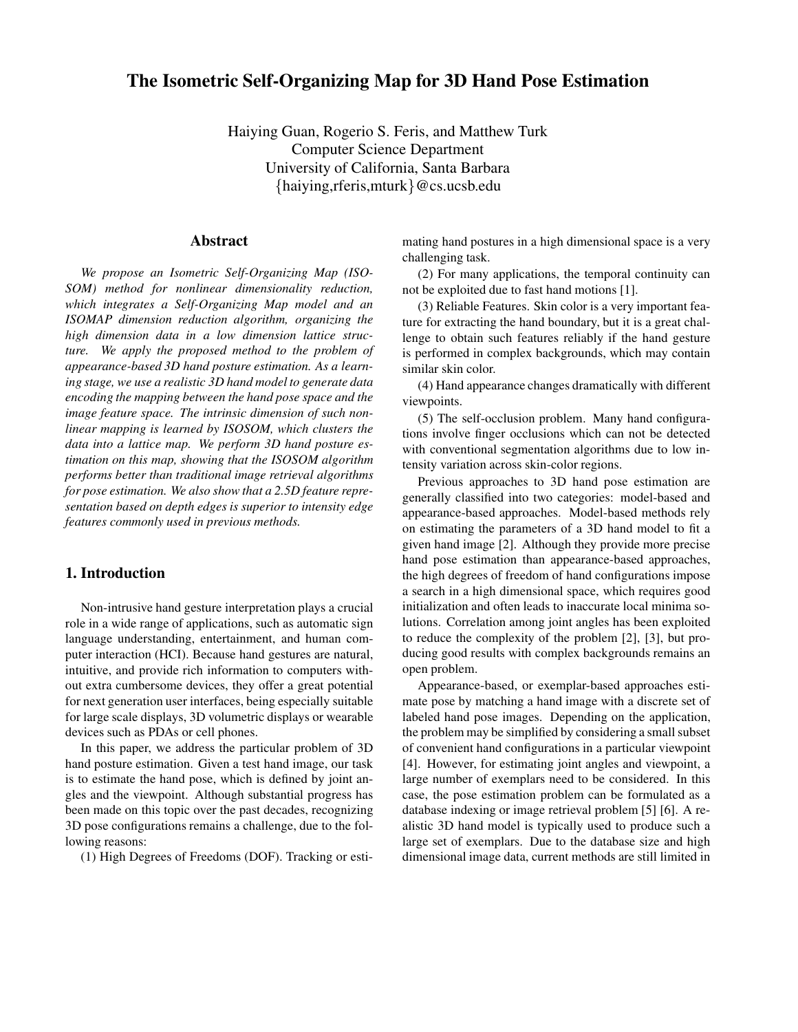# The Isometric Self-Organizing Map for 3D Hand Pose Estimation

Haiying Guan, Rogerio S. Feris, and Matthew Turk
Computer Science Department
University of California, Santa Barbara
{haiying,rferis,mturk}@cs.ucsb.edu

## Abstract

*We propose an Isometric Self-Organizing Map (ISOSOM) method for nonlinear dimensionality reduction, which integrates a Self-Organizing Map model and an ISOMAP dimension reduction algorithm, organizing the high dimension data in a low dimension lattice structure. We apply the proposed method to the problem of appearance-based 3D hand posture estimation. As a learning stage, we use a realistic 3D hand model to generate data encoding the mapping between the hand pose space and the image feature space. The intrinsic dimension of such nonlinear mapping is learned by ISOSOM, which clusters the data into a lattice map. We perform 3D hand posture estimation on this map, showing that the ISOSOM algorithm performs better than traditional image retrieval algorithms for pose estimation. We also show that a 2.5D feature representation based on depth edges is superior to intensity edge features commonly used in previous methods.*

## 1. Introduction

Non-intrusive hand gesture interpretation plays a crucial role in a wide range of applications, such as automatic sign language understanding, entertainment, and human computer interaction (HCI). Because hand gestures are natural, intuitive, and provide rich information to computers without extra cumbersome devices, they offer a great potential for next generation user interfaces, being especially suitable for large scale displays, 3D volumetric displays or wearable devices such as PDAs or cell phones.

In this paper, we address the particular problem of 3D hand posture estimation. Given a test hand image, our task is to estimate the hand pose, which is defined by joint angles and the viewpoint. Although substantial progress has been made on this topic over the past decades, recognizing 3D pose configurations remains a challenge, due to the following reasons:

(1) High Degrees of Freedoms (DOF). Tracking or estimating hand postures in a high dimensional space is a very challenging task.

(2) For many applications, the temporal continuity can not be exploited due to fast hand motions [1].

(3) Reliable Features. Skin color is a very important feature for extracting the hand boundary, but it is a great challenge to obtain such features reliably if the hand gesture is performed in complex backgrounds, which may contain similar skin color.

(4) Hand appearance changes dramatically with different viewpoints.

(5) The self-occlusion problem. Many hand configurations involve finger occlusions which can not be detected with conventional segmentation algorithms due to low intensity variation across skin-color regions.

Previous approaches to 3D hand pose estimation are generally classified into two categories: model-based and appearance-based approaches. Model-based methods rely on estimating the parameters of a 3D hand model to fit a given hand image [2]. Although they provide more precise hand pose estimation than appearance-based approaches, the high degrees of freedom of hand configurations impose a search in a high dimensional space, which requires good initialization and often leads to inaccurate local minima solutions. Correlation among joint angles has been exploited to reduce the complexity of the problem [2], [3], but producing good results with complex backgrounds remains an open problem.

Appearance-based, or exemplar-based approaches estimate pose by matching a hand image with a discrete set of labeled hand pose images. Depending on the application, the problem may be simplified by considering a small subset of convenient hand configurations in a particular viewpoint [4]. However, for estimating joint angles and viewpoint, a large number of exemplars need to be considered. In this case, the pose estimation problem can be formulated as a database indexing or image retrieval problem [5] [6]. A realistic 3D hand model is typically used to produce such a large set of exemplars. Due to the database size and high dimensional image data, current methods are still limited in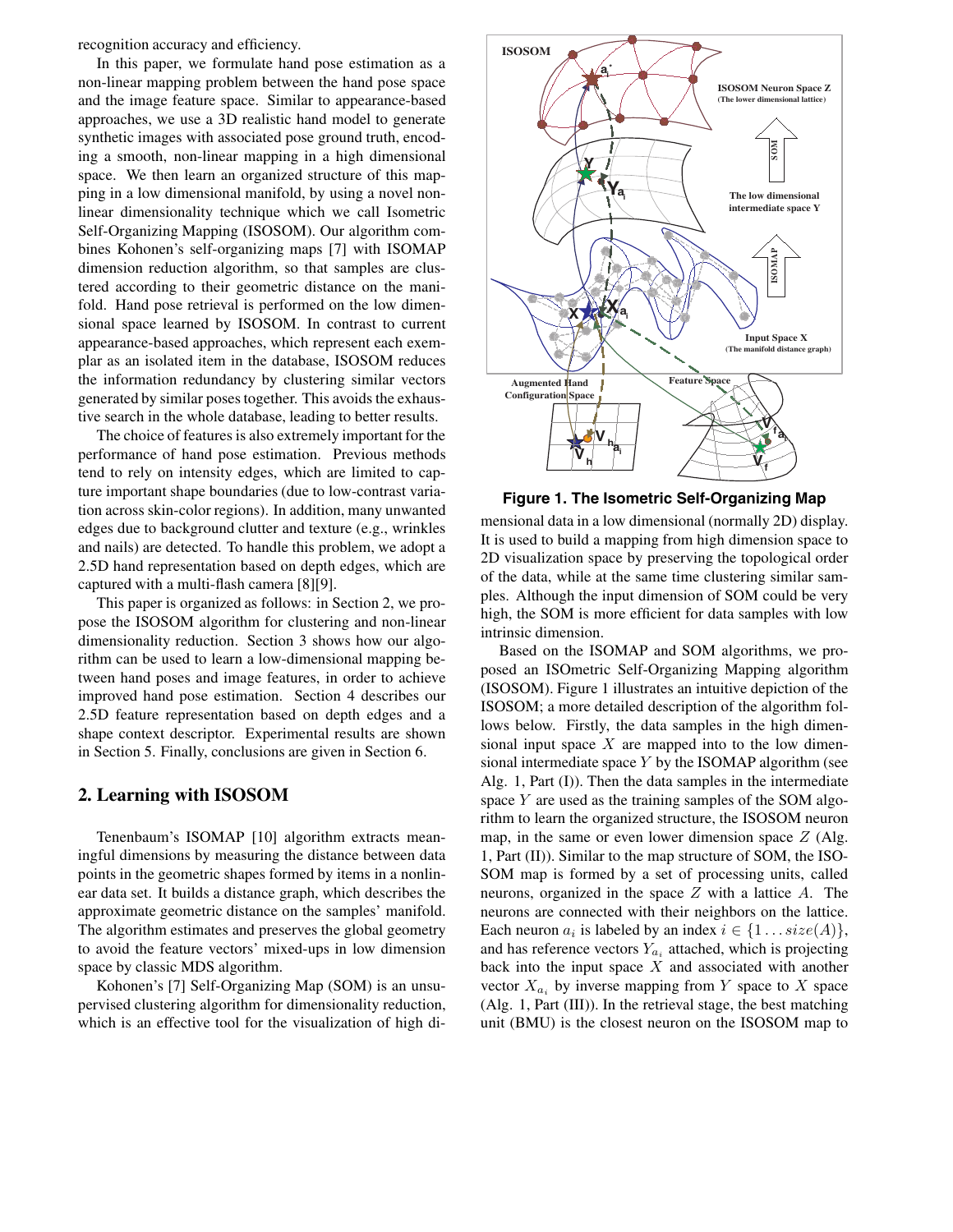recognition accuracy and efficiency.

In this paper, we formulate hand pose estimation as a non-linear mapping problem between the hand pose space and the image feature space. Similar to appearance-based approaches, we use a 3D realistic hand model to generate synthetic images with associated pose ground truth, encoding a smooth, non-linear mapping in a high dimensional space. We then learn an organized structure of this mapping in a low dimensional manifold, by using a novel non-linear dimensionality technique which we call Isometric Self-Organizing Mapping (ISOSOM). Our algorithm combines Kohonen's self-organizing maps [7] with ISOMAP dimension reduction algorithm, so that samples are clustered according to their geometric distance on the manifold. Hand pose retrieval is performed on the low dimensional space learned by ISOSOM. In contrast to current appearance-based approaches, which represent each exemplar as an isolated item in the database, ISOSOM reduces the information redundancy by clustering similar vectors generated by similar poses together. This avoids the exhaustive search in the whole database, leading to better results.

The choice of features is also extremely important for the performance of hand pose estimation. Previous methods tend to rely on intensity edges, which are limited to capture important shape boundaries (due to low-contrast variation across skin-color regions). In addition, many unwanted edges due to background clutter and texture (e.g., wrinkles and nails) are detected. To handle this problem, we adopt a 2.5D hand representation based on depth edges, which are captured with a multi-flash camera [8][9].

This paper is organized as follows: in Section 2, we propose the ISOSOM algorithm for clustering and non-linear dimensionality reduction. Section 3 shows how our algorithm can be used to learn a low-dimensional mapping between hand poses and image features, in order to achieve improved hand pose estimation. Section 4 describes our 2.5D feature representation based on depth edges and a shape context descriptor. Experimental results are shown in Section 5. Finally, conclusions are given in Section 6.

## 2. Learning with ISOSOM

Tenenbaum's ISOMAP [10] algorithm extracts meaningful dimensions by measuring the distance between data points in the geometric shapes formed by items in a nonlinear data set. It builds a distance graph, which describes the approximate geometric distance on the samples' manifold. The algorithm estimates and preserves the global geometry to avoid the feature vectors' mixed-ups in low dimension space by classic MDS algorithm.

Kohonen's [7] Self-Organizing Map (SOM) is an unsupervised clustering algorithm for dimensionality reduction, which is an effective tool for the visualization of high dimensional data in a low dimensional (normally 2D) display. It is used to build a mapping from high dimension space to 2D visualization space by preserving the topological order of the data, while at the same time clustering similar samples. Although the input dimension of SOM could be very high, the SOM is more efficient for data samples with low intrinsic dimension.

**Figure 1. The Isometric Self-Organizing Map**

Based on the ISOMAP and SOM algorithms, we proposed an ISOmetric Self-Organizing Mapping algorithm (ISOSOM). Figure 1 illustrates an intuitive depiction of the ISOSOM; a more detailed description of the algorithm follows below. Firstly, the data samples in the high dimensional input space $X$ are mapped into to the low dimensional intermediate space $Y$ by the ISOMAP algorithm (see Alg. 1, Part (I)). Then the data samples in the intermediate space $Y$ are used as the training samples of the SOM algorithm to learn the organized structure, the ISOSOM neuron map, in the same or even lower dimension space $Z$ (Alg. 1, Part (II)). Similar to the map structure of SOM, the ISOSOM map is formed by a set of processing units, called neurons, organized in the space $Z$ with a lattice $A$. The neurons are connected with their neighbors on the lattice. Each neuron $a_i$ is labeled by an index $i \in \{1 \ldots size(A)\}$, and has reference vectors $Y_{a_i}$ attached, which is projecting back into the input space $X$ and associated with another vector $X_{a_i}$ by inverse mapping from $Y$ space to $X$ space (Alg. 1, Part (III)). In the retrieval stage, the best matching unit (BMU) is the closest neuron on the ISOSOM map to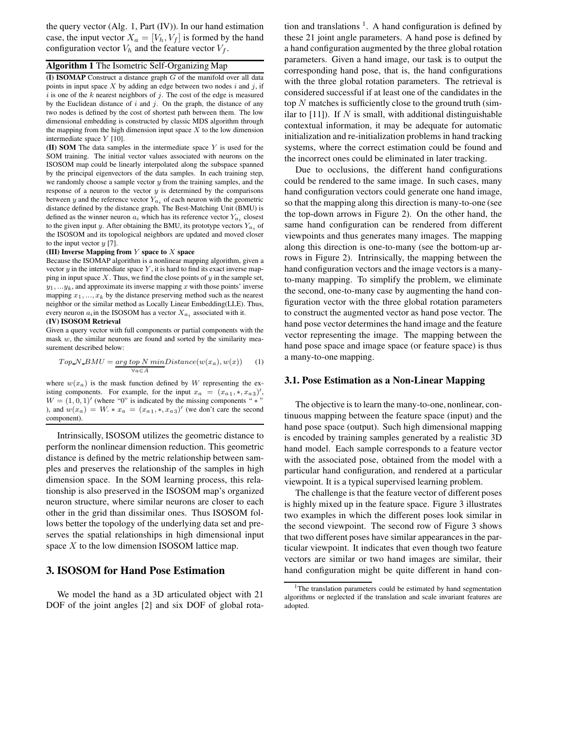the query vector (Alg. 1, Part (IV)). In our hand estimation case, the input vector $X_a = [V_h, V_f]$ is formed by the hand configuration vector $V_h$ and the feature vector $V_f$.

**Algorithm 1** The Isometric Self-Organizing Map

**(I) ISOMAP** Construct a distance graph $G$ of the manifold over all data points in input space $X$ by adding an edge between two nodes $i$ and $j$, if $i$ is one of the $k$ nearest neighbors of $j$. The cost of the edge is measured by the Euclidean distance of $i$ and $j$. On the graph, the distance of any two nodes is defined by the cost of shortest path between them. The low dimensional embedding is constructed by classic MDS algorithm through the mapping from the high dimension input space $X$ to the low dimension intermediate space $Y$ [10].

**(II) SOM** The data samples in the intermediate space $Y$ is used for the SOM training. The initial vector values associated with neurons on the ISOSOM map could be linearly interpolated along the subspace spanned by the principal eigenvectors of the data samples. In each training step, we randomly choose a sample vector $y$ from the training samples, and the response of a neuron to the vector $y$ is determined by the comparisons between $y$ and the reference vector $Y_{a_i}$ of each neuron with the geometric distance defined by the distance graph. The Best-Matching Unit (BMU) is defined as the winner neuron $a_i$ which has its reference vector $Y_{a_i}$ closest to the given input $y$. After obtaining the BMU, its prototype vectors $Y_{a_i}$ of the ISOSOM and its topological neighbors are updated and moved closer to the input vector $y$ [7].

**(III) Inverse Mapping from $Y$ space to $X$ space**

Because the ISOMAP algorithm is a nonlinear mapping algorithm, given a vector $y$ in the intermediate space $Y$, it is hard to find its exact inverse mapping in input space $X$. Thus, we find the close points of $y$ in the sample set, $y_1, ...y_k$, and approximate its inverse mapping $x$ with those points' inverse mapping $x_1, ..., x_k$ by the distance preserving method such as the nearest neighbor or the similar method as Locally Linear Embedding(LLE). Thus, every neuron $a_i$ in the ISOSOM has a vector $X_{a_i}$ associated with it.

**(IV) ISOSOM Retrieval**

Given a query vector with full components or partial components with the mask $w$, the similar neurons are found and sorted by the similarity measurement described below:

$$Top\_N\_BMU = \underset{\forall a \in A}{\underline{arg\ top\ N\ min}} Distance(w(x_a), w(x)) \quad (1)$$

where $w(x_a)$ is the mask function defined by $W$ representing the existing components. For example, for the input $x_a = (x_{a1}, *, x_{a3})'$, $W = (1, 0, 1)'$ (where "0" is indicated by the missing components " * "), and $w(x_a) = W. * x_a = (x_{a1}, *, x_{a3})'$ (we don't care the second component).

Intrinsically, ISOSOM utilizes the geometric distance to perform the nonlinear dimension reduction. This geometric distance is defined by the metric relationship between samples and preserves the relationship of the samples in high dimension space. In the SOM learning process, this relationship is also preserved in the ISOSOM map's organized neuron structure, where similar neurons are closer to each other in the grid than dissimilar ones. Thus ISOSOM follows better the topology of the underlying data set and preserves the spatial relationships in high dimensional input space $X$ to the low dimension ISOSOM lattice map.

## 3. ISOSOM for Hand Pose Estimation

We model the hand as a 3D articulated object with 21 DOF of the joint angles [2] and six DOF of global rotation and translations [1]. A hand configuration is defined by these 21 joint angle parameters. A hand pose is defined by a hand configuration augmented by the three global rotation parameters. Given a hand image, our task is to output the corresponding hand pose, that is, the hand configurations with the three global rotation parameters. The retrieval is considered successful if at least one of the candidates in the top $N$ matches is sufficiently close to the ground truth (similar to [11]). If $N$ is small, with additional distinguishable contextual information, it may be adequate for automatic initialization and re-initialization problems in hand tracking systems, where the correct estimation could be found and the incorrect ones could be eliminated in later tracking.

Due to occlusions, the different hand configurations could be rendered to the same image. In such cases, many hand configuration vectors could generate one hand image, so that the mapping along this direction is many-to-one (see the top-down arrows in Figure 2). On the other hand, the same hand configuration can be rendered from different viewpoints and thus generates many images. The mapping along this direction is one-to-many (see the bottom-up arrows in Figure 2). Intrinsically, the mapping between the hand configuration vectors and the image vectors is a many-to-many mapping. To simplify the problem, we eliminate the second, one-to-many case by augmenting the hand configuration vector with the three global rotation parameters to construct the augmented vector as hand pose vector. The hand pose vector determines the hand image and the feature vector representing the image. The mapping between the hand pose space and image space (or feature space) is thus a many-to-one mapping.

### 3.1. Pose Estimation as a Non-Linear Mapping

The objective is to learn the many-to-one, nonlinear, continuous mapping between the feature space (input) and the hand pose space (output). Such high dimensional mapping is encoded by training samples generated by a realistic 3D hand model. Each sample corresponds to a feature vector with the associated pose, obtained from the model with a particular hand configuration, and rendered at a particular viewpoint. It is a typical supervised learning problem.

The challenge is that the feature vector of different poses is highly mixed up in the feature space. Figure 3 illustrates two examples in which the different poses look similar in the second viewpoint. The second row of Figure 3 shows that two different poses have similar appearances in the particular viewpoint. It indicates that even though two feature vectors are similar or two hand images are similar, their hand configuration might be quite different in hand con-

[1] The translation parameters could be estimated by hand segmentation algorithms or neglected if the translation and scale invariant features are adopted.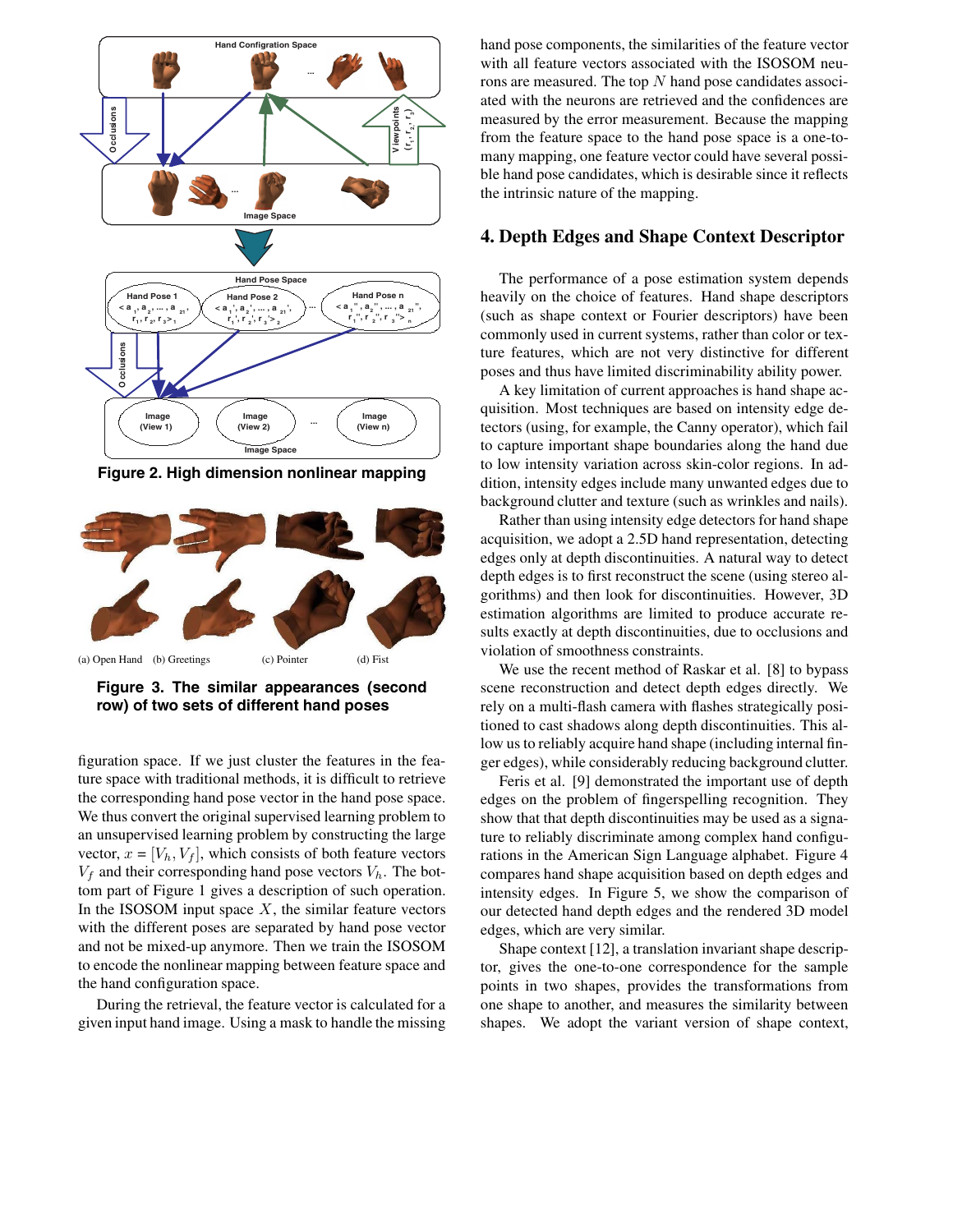Figure 2. High dimension nonlinear mapping

(a) Open Hand (b) Greetings (c) Pointer (d) Fist

**Figure 3. The similar appearances (second row) of two sets of different hand poses**

figuration space. If we just cluster the features in the feature space with traditional methods, it is difficult to retrieve the corresponding hand pose vector in the hand pose space. We thus convert the original supervised learning problem to an unsupervised learning problem by constructing the large vector, $x = [V_h, V_f]$, which consists of both feature vectors $V_f$ and their corresponding hand pose vectors $V_h$. The bottom part of Figure 1 gives a description of such operation. In the ISOSOM input space $X$, the similar feature vectors with the different poses are separated by hand pose vector and not be mixed-up anymore. Then we train the ISOSOM to encode the nonlinear mapping between feature space and the hand configuration space.

During the retrieval, the feature vector is calculated for a given input hand image. Using a mask to handle the missing hand pose components, the similarities of the feature vector with all feature vectors associated with the ISOSOM neurons are measured. The top $N$ hand pose candidates associated with the neurons are retrieved and the confidences are measured by the error measurement. Because the mapping from the feature space to the hand pose space is a one-to-many mapping, one feature vector could have several possible hand pose candidates, which is desirable since it reflects the intrinsic nature of the mapping.

## 4. Depth Edges and Shape Context Descriptor

The performance of a pose estimation system depends heavily on the choice of features. Hand shape descriptors (such as shape context or Fourier descriptors) have been commonly used in current systems, rather than color or texture features, which are not very distinctive for different poses and thus have limited discriminability ability power.

A key limitation of current approaches is hand shape acquisition. Most techniques are based on intensity edge detectors (using, for example, the Canny operator), which fail to capture important shape boundaries along the hand due to low intensity variation across skin-color regions. In addition, intensity edges include many unwanted edges due to background clutter and texture (such as wrinkles and nails).

Rather than using intensity edge detectors for hand shape acquisition, we adopt a 2.5D hand representation, detecting edges only at depth discontinuities. A natural way to detect depth edges is to first reconstruct the scene (using stereo algorithms) and then look for discontinuities. However, 3D estimation algorithms are limited to produce accurate results exactly at depth discontinuities, due to occlusions and violation of smoothness constraints.

We use the recent method of Raskar et al. [8] to bypass scene reconstruction and detect depth edges directly. We rely on a multi-flash camera with flashes strategically positioned to cast shadows along depth discontinuities. This allow us to reliably acquire hand shape (including internal finger edges), while considerably reducing background clutter.

Feris et al. [9] demonstrated the important use of depth edges on the problem of fingerspelling recognition. They show that that depth discontinuities may be used as a signature to reliably discriminate among complex hand configurations in the American Sign Language alphabet. Figure 4 compares hand shape acquisition based on depth edges and intensity edges. In Figure 5, we show the comparison of our detected hand depth edges and the rendered 3D model edges, which are very similar.

Shape context [12], a translation invariant shape descriptor, gives the one-to-one correspondence for the sample points in two shapes, provides the transformations from one shape to another, and measures the similarity between shapes. We adopt the variant version of shape context,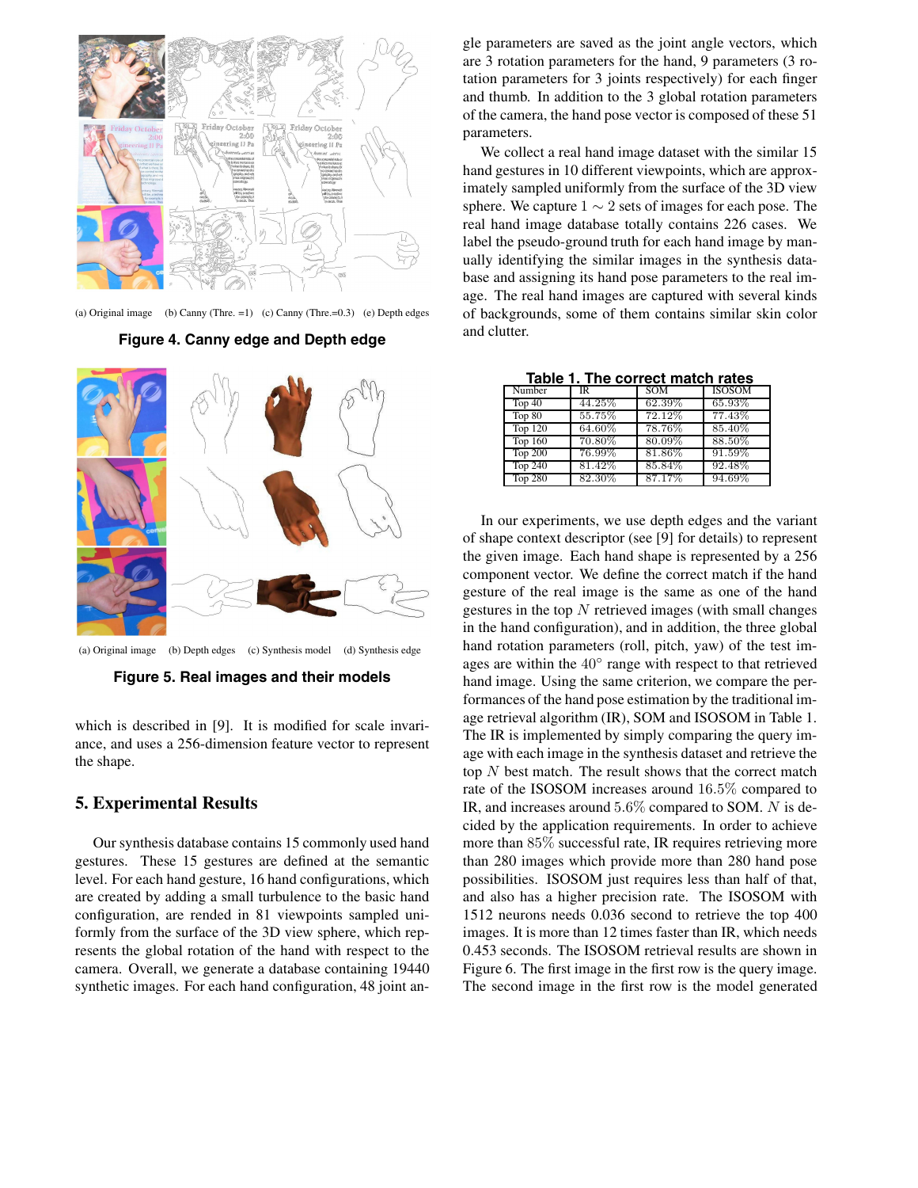(a) Original image (b) Canny (Thre. =1) (c) Canny (Thre.=0.3) (e) Depth edges

**Figure 4. Canny edge and Depth edge**

(a) Original image (b) Depth edges (c) Synthesis model (d) Synthesis edge

**Figure 5. Real images and their models**

which is described in [9]. It is modified for scale invariance, and uses a 256-dimension feature vector to represent the shape.

## 5. Experimental Results

Our synthesis database contains 15 commonly used hand gestures. These 15 gestures are defined at the semantic level. For each hand gesture, 16 hand configurations, which are created by adding a small turbulence to the basic hand configuration, are rended in 81 viewpoints sampled uniformly from the surface of the 3D view sphere, which represents the global rotation of the hand with respect to the camera. Overall, we generate a database containing 19440 synthetic images. For each hand configuration, 48 joint angle parameters are saved as the joint angle vectors, which are 3 rotation parameters for the hand, 9 parameters (3 rotation parameters for 3 joints respectively) for each finger and thumb. In addition to the 3 global rotation parameters of the camera, the hand pose vector is composed of these 51 parameters.

We collect a real hand image dataset with the similar 15 hand gestures in 10 different viewpoints, which are approximately sampled uniformly from the surface of the 3D view sphere. We capture $1 \sim 2$ sets of images for each pose. The real hand image database totally contains 226 cases. We label the pseudo-ground truth for each hand image by manually identifying the similar images in the synthesis database and assigning its hand pose parameters to the real image. The real hand images are captured with several kinds of backgrounds, some of them contains similar skin color and clutter.

**Table 1. The correct match rates**

| Number | IR | SOM | ISOSOM |
|---|---|---|---|
| Top 40 | 44.25% | 62.39% | 65.93% |
| Top 80 | 55.75% | 72.12% | 77.43% |
| Top 120 | 64.60% | 78.76% | 85.40% |
| Top 160 | 70.80% | 80.09% | 88.50% |
| Top 200 | 76.99% | 81.86% | 91.59% |
| Top 240 | 81.42% | 85.84% | 92.48% |
| Top 280 | 82.30% | 87.17% | 94.69% |

In our experiments, we use depth edges and the variant of shape context descriptor (see [9] for details) to represent the given image. Each hand shape is represented by a 256 component vector. We define the correct match if the hand gesture of the real image is the same as one of the hand gestures in the top $N$ retrieved images (with small changes in the hand configuration), and in addition, the three global hand rotation parameters (roll, pitch, yaw) of the test images are within the $40^{\circ}$ range with respect to that retrieved hand image. Using the same criterion, we compare the performances of the hand pose estimation by the traditional image retrieval algorithm (IR), SOM and ISOSOM in Table 1. The IR is implemented by simply comparing the query image with each image in the synthesis dataset and retrieve the top $N$ best match. The result shows that the correct match rate of the ISOSOM increases around $16.5\%$ compared to IR, and increases around $5.6\%$ compared to SOM. $N$ is decided by the application requirements. In order to achieve more than $85\%$ successful rate, IR requires retrieving more than 280 images which provide more than 280 hand pose possibilities. ISOSOM just requires less than half of that, and also has a higher precision rate. The ISOSOM with 1512 neurons needs 0.036 second to retrieve the top 400 images. It is more than 12 times faster than IR, which needs 0.453 seconds. The ISOSOM retrieval results are shown in Figure 6. The first image in the first row is the query image. The second image in the first row is the model generated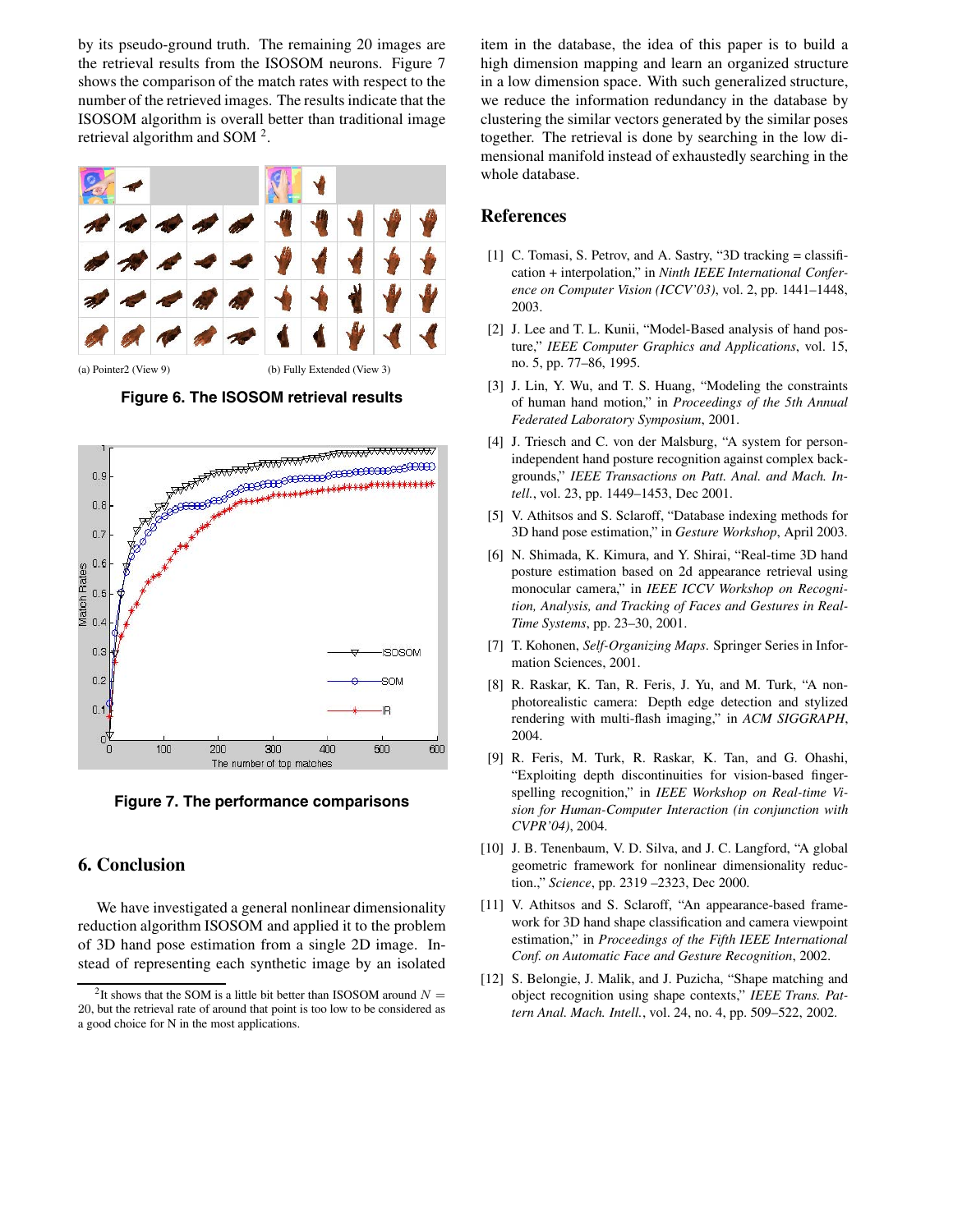by its pseudo-ground truth. The remaining 20 images are the retrieval results from the ISOSOM neurons. Figure 7 shows the comparison of the match rates with respect to the number of the retrieved images. The results indicate that the ISOSOM algorithm is overall better than traditional image retrieval algorithm and SOM [2].

(a) Pointer2 (View 9)

(b) Fully Extended (View 3)

**Figure 6. The ISOSOM retrieval results**

Match Rates

The number of top matches

ISOSOM

SOM

IR

**Figure 7. The performance comparisons**

## 6. Conclusion

We have investigated a general nonlinear dimensionality reduction algorithm ISOSOM and applied it to the problem of 3D hand pose estimation from a single 2D image. Instead of representing each synthetic image by an isolated item in the database, the idea of this paper is to build a high dimension mapping and learn an organized structure in a low dimension space. With such generalized structure, we reduce the information redundancy in the database by clustering the similar vectors generated by the similar poses together. The retrieval is done by searching in the low dimensional manifold instead of exhaustedly searching in the whole database.

[2] It shows that the SOM is a little bit better than ISOSOM around $N = 20$, but the retrieval rate of around that point is too low to be considered as a good choice for N in the most applications.

## References

[1] C. Tomasi, S. Petrov, and A. Sastry, "3D tracking = classification + interpolation," in *Ninth IEEE International Conference on Computer Vision (ICCV'03)*, vol. 2, pp. 1441–1448, 2003.

[2] J. Lee and T. L. Kunii, "Model-Based analysis of hand posture," *IEEE Computer Graphics and Applications*, vol. 15, no. 5, pp. 77–86, 1995.

[3] J. Lin, Y. Wu, and T. S. Huang, "Modeling the constraints of human hand motion," in *Proceedings of the 5th Annual Federated Laboratory Symposium*, 2001.

[4] J. Triesch and C. von der Malsburg, "A system for person-independent hand posture recognition against complex backgrounds," *IEEE Transactions on Patt. Anal. and Mach. Intell.*, vol. 23, pp. 1449–1453, Dec 2001.

[5] V. Athitsos and S. Sclaroff, "Database indexing methods for 3D hand pose estimation," in *Gesture Workshop*, April 2003.

[6] N. Shimada, K. Kimura, and Y. Shirai, "Real-time 3D hand posture estimation based on 2d appearance retrieval using monocular camera," in *IEEE ICCV Workshop on Recognition, Analysis, and Tracking of Faces and Gestures in Real-Time Systems*, pp. 23–30, 2001.

[7] T. Kohonen, *Self-Organizing Maps*. Springer Series in Information Sciences, 2001.

[8] R. Raskar, K. Tan, R. Feris, J. Yu, and M. Turk, "A non-photorealistic camera: Depth edge detection and stylized rendering with multi-flash imaging," in *ACM SIGGRAPH*, 2004.

[9] R. Feris, M. Turk, R. Raskar, K. Tan, and G. Ohashi, "Exploiting depth discontinuities for vision-based fingerspelling recognition," in *IEEE Workshop on Real-time Vision for Human-Computer Interaction (in conjunction with CVPR'04)*, 2004.

[10] J. B. Tenenbaum, V. D. Silva, and J. C. Langford, "A global geometric framework for nonlinear dimensionality reduction.," *Science*, pp. 2319 –2323, Dec 2000.

[11] V. Athitsos and S. Sclaroff, "An appearance-based framework for 3D hand shape classification and camera viewpoint estimation," in *Proceedings of the Fifth IEEE International Conf. on Automatic Face and Gesture Recognition*, 2002.

[12] S. Belongie, J. Malik, and J. Puzicha, "Shape matching and object recognition using shape contexts," *IEEE Trans. Pattern Anal. Mach. Intell.*, vol. 24, no. 4, pp. 509–522, 2002.